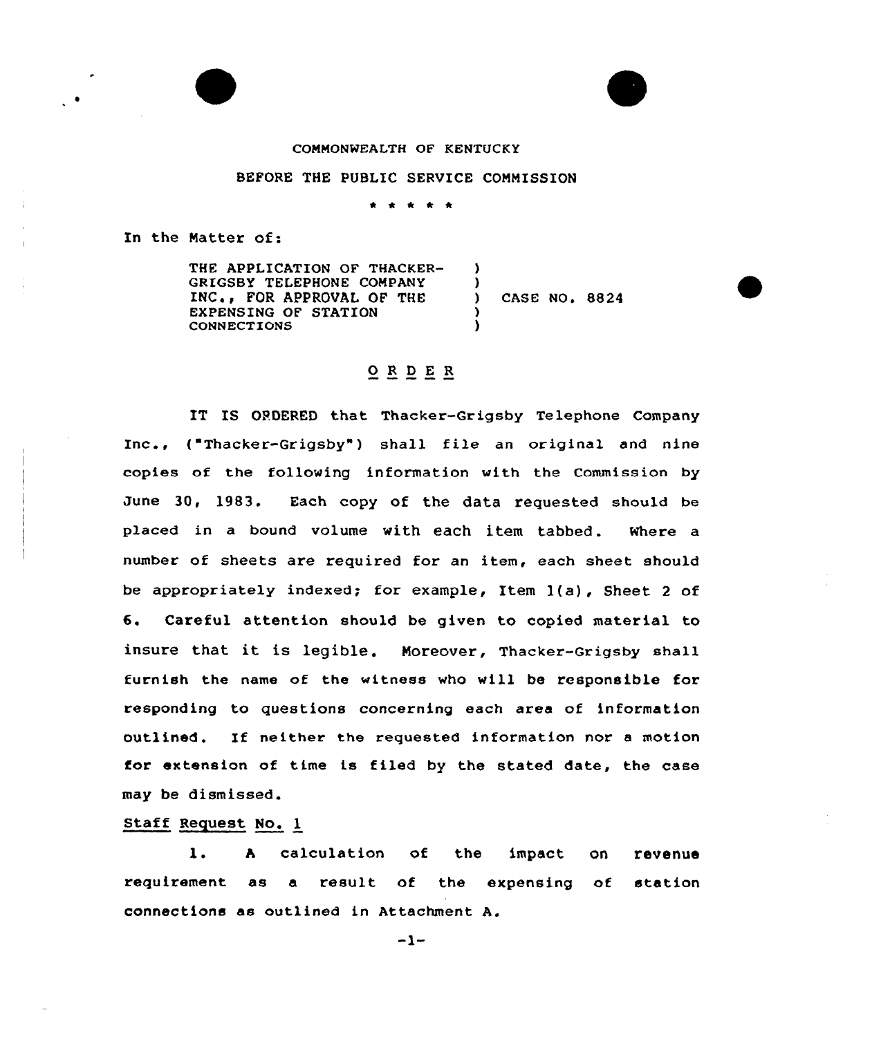COMMONWEALTH OF KENTUCKY

BEFORE THE PUBLIC SERVICE COMMISSION

\* \* \* \* \*

In the Matter of:

THE APPLICATION OF THACKER-GRIGSBY TELEPHONE COMPANY INC., FOR APPROVAL OF THE EXPENSING OF STATION CONNECTIONS ) CASE NO. 8824

## O R D E R

IT IS ORDERED that Thacker-Grigsby Telephone Company Inc., ("Thacker-Grigsby") shall file an original and nine copies of the following information with the Commission by June 30, 1983. Each copy of the data requested should be placed in a bound volume with each item tabbed. Where a number of sheets are required for an item, each sheet should be appropriately indexed; for example, Item 1(a), Sheet 2 of 6. Careful attention should be given to copied material to insure that it is legible. Moreover, Thacker-Grigsby shall furnish the name of the witness who will be responsible for responding to questions concerning each area of information outlined. If neither the requested information nor a motion for extension of time is filed by the stated date, the case may be dismissed.

Staff Request No. 1

1. A calculation of the impact on revenue requirement as a result of the expensing of station connections as outlined in Attachment A.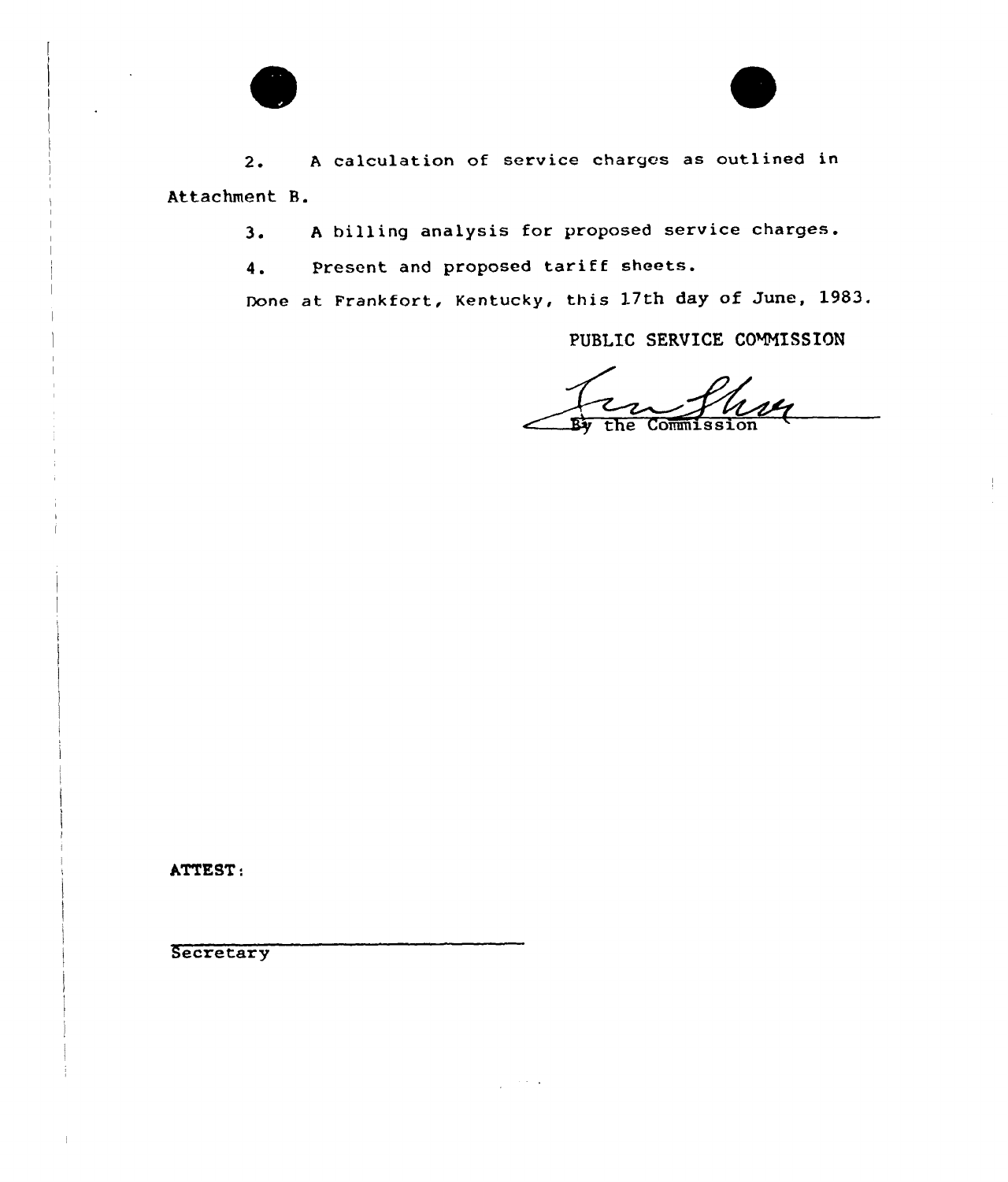2. A calculation of service charges as outlined in Attachment B.

3. A billing analysis for proposed service charges.

4. Present and proposed tariff sheets.

Done at Frankfort, Kentucky, this 17th day of June, 1983.

PUBLIC SERVICE COMMISSION

By the Commission

ATTEST:

Secretary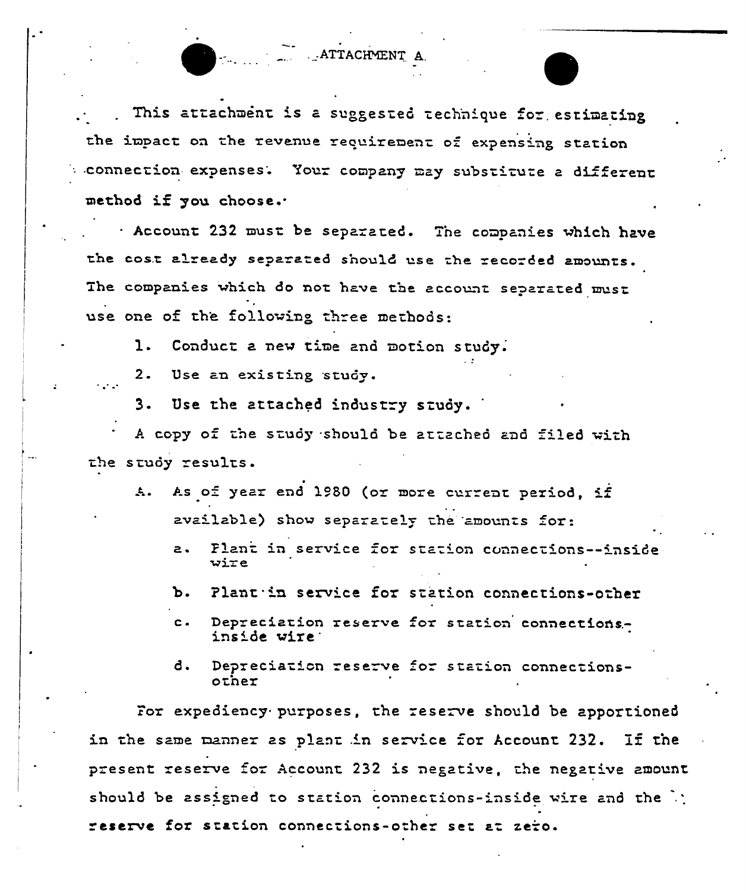# ATTACHMENT A

This attachment is a suggested technique for estimating the impact on the revenue requirement of expensing station connection expenses. Your company may substitute a different method if you choose.

Account 232 must be separated. The companies which have the cost already separated should use the recorded amounts. The companies which do not have the account separated must use one of the following three methods:

1. Conduct a new time and motion study.
2. Use an existing study.
3. Use the attached industry study.

A copy of the study should be attached and filed with the study results.

A. As of year end 1980 (or more current period, if available) show separately the amounts for:

   a. Plant in service for station connections--inside wire
   b. Plant in service for station connections-other
   c. Depreciation reserve for station connections-inside wire
   d. Depreciation reserve for station connections-other

For expediency purposes, the reserve should be apportioned in the same manner as plant in service for Account 232. If the present reserve for Account 232 is negative, the negative amount should be assigned to station connections-inside wire and the reserve for station connections-other set at zero.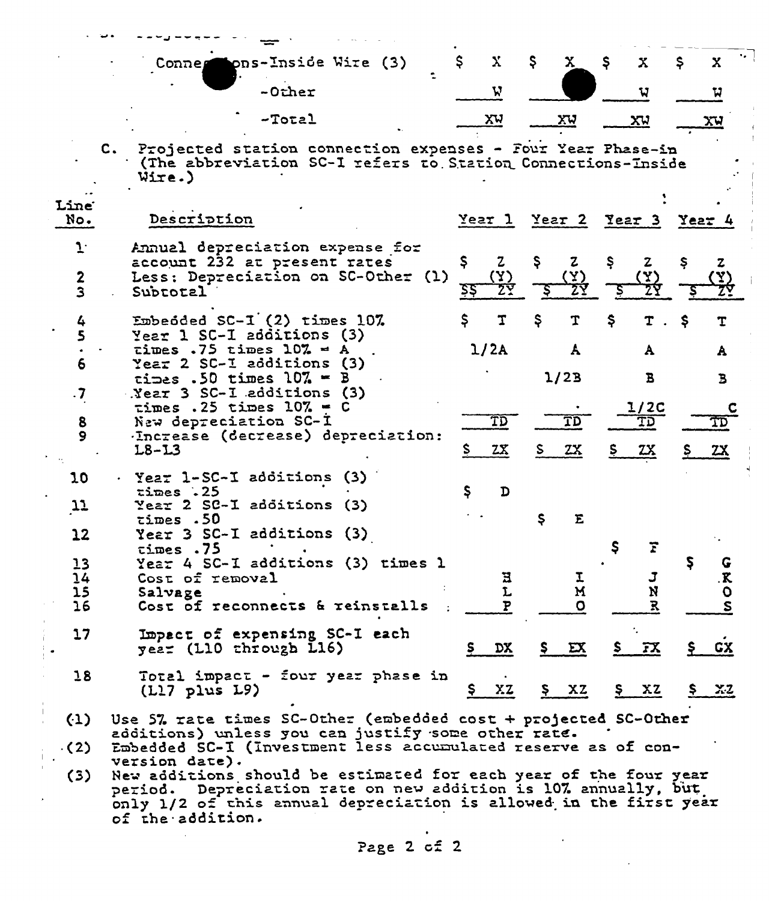| | | | | |
|---|---|---|---|---|
| Connections-Inside Wire (3) | $ X | $ X | $ X | $ X |
| -Other | W | | W | W |
| -Total | XW | XW | XW | XW |

C. Projected station connection expenses - Four Year Phase-in (The abbreviation SC-I refers to Station Connections-Inside Wire.)

| Line No. | Description | Year 1 | Year 2 | Year 3 | Year 4 |
|---|---|---|---|---|---|
| 1 | Annual depreciation expense for account 232 at present rates | $ Z | $ Z | $ Z | $ Z |
| 2 | Less: Depreciation on SC-Other (1) | (Y) | (Y) | (Y) | (Y) |
| 3 | Subtotal | $$ ZY | $ ZY | $ ZY | $ ZY |
| 4 | Embedded SC-I (2) times 10% | $ T | $ T | $ T | $ T |
| 5 | Year 1 SC-I additions (3) times .75 times 10% = A | 1/2A | A | A | A |
| 6 | Year 2 SC-I additions (3) times .50 times 10% = B | | 1/2B | B | B |
| 7 | Year 3 SC-I additions (3) times .25 times 10% = C | | | 1/2C | C |
| 8 | New depreciation SC-I | TD | TD | TD | TD |
| 9 | Increase (decrease) depreciation: L8-L3 | $ ZX | $ ZX | $ ZX | $ ZX |
| 10 | Year 1-SC-I additions (3) times .25 | $ D | | | |
| 11 | Year 2 SC-I additions (3) times .50 | | $ E | | |
| 12 | Year 3 SC-I additions (3) times .75 | | | $ F | |
| 13 | Year 4 SC-I additions (3) times 1 | | | | $ G |
| 14 | Cost of removal | H | I | J | K |
| 15 | Salvage | L | M | N | O |
| 16 | Cost of reconnects & reinstalls | P | Q | R | S |
| 17 | Impact of expensing SC-I each year (L10 through L16) | $ DX | $ EX | $ FX | $ GX |
| 18 | Total impact - four year phase in (L17 plus L9) | $ XZ | $ XZ | $ XZ | $ XZ |

(1) Use 5% rate times SC-Other (embedded cost + projected SC-Other additions) unless you can justify some other rate.

(2) Embedded SC-I (Investment less accumulated reserve as of conversion date).

(3) New additions should be estimated for each year of the four year period. Depreciation rate on new addition is 10% annually, but only 1/2 of this annual depreciation is allowed in the first year of the addition.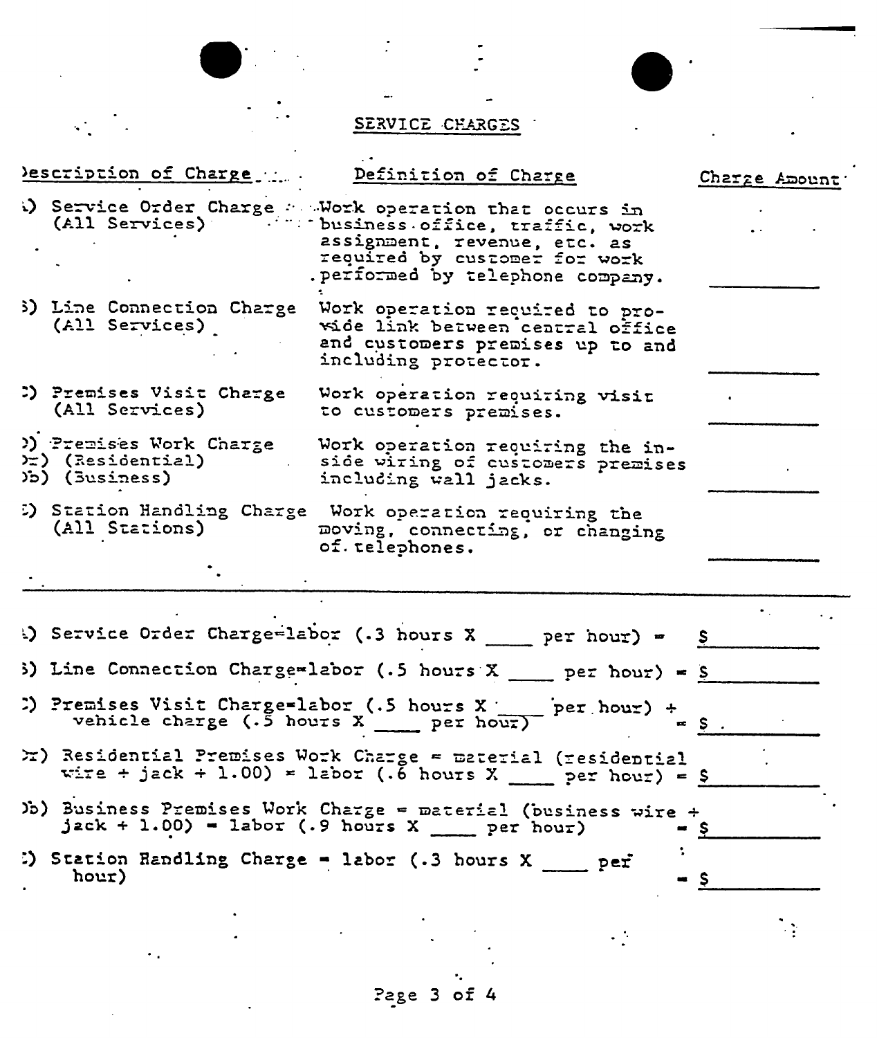# SERVICE CHARGES

| Description of Charge | Definition of Charge | Charge Amount |
| --- | --- | --- |
| A) Service Order Charge (All Services) | Work operation that occurs in business office, traffic, work assignment, revenue, etc. as required by customer for work performed by telephone company. | ______ |
| B) Line Connection Charge (All Services) | Work operation required to provide link between central office and customers premises up to and including protector. | ______ |
| C) Premises Visit Charge (All Services) | Work operation requiring visit to customers premises. | ______ |
| D) Premises Work Charge<br>Da) (Residential)<br>Db) (Business) | Work operation requiring the inside wiring of customers premises including wall jacks. | ______ |
| E) Station Handling Charge (All Stations) | Work operation requiring the moving, connecting, or changing of telephones. | ______ |

---

A) Service Order Charge=labor (.3 hours X ____ per hour) = $ ______

B) Line Connection Charge=labor (.5 hours X ____ per hour) = $ ______

C) Premises Visit Charge=labor (.5 hours X ____ per hour) + vehicle charge (.5 hours X ____ per hour) = $ ______

Da) Residential Premises Work Charge = material (residential wire + jack + 1.00) + labor (.6 hours X ____ per hour) = $ ______

Db) Business Premises Work Charge = material (business wire + jack + 1.00) + labor (.9 hours X ____ per hour) = $ ______

E) Station Handling Charge = labor (.3 hours X ____ per hour) = $ ______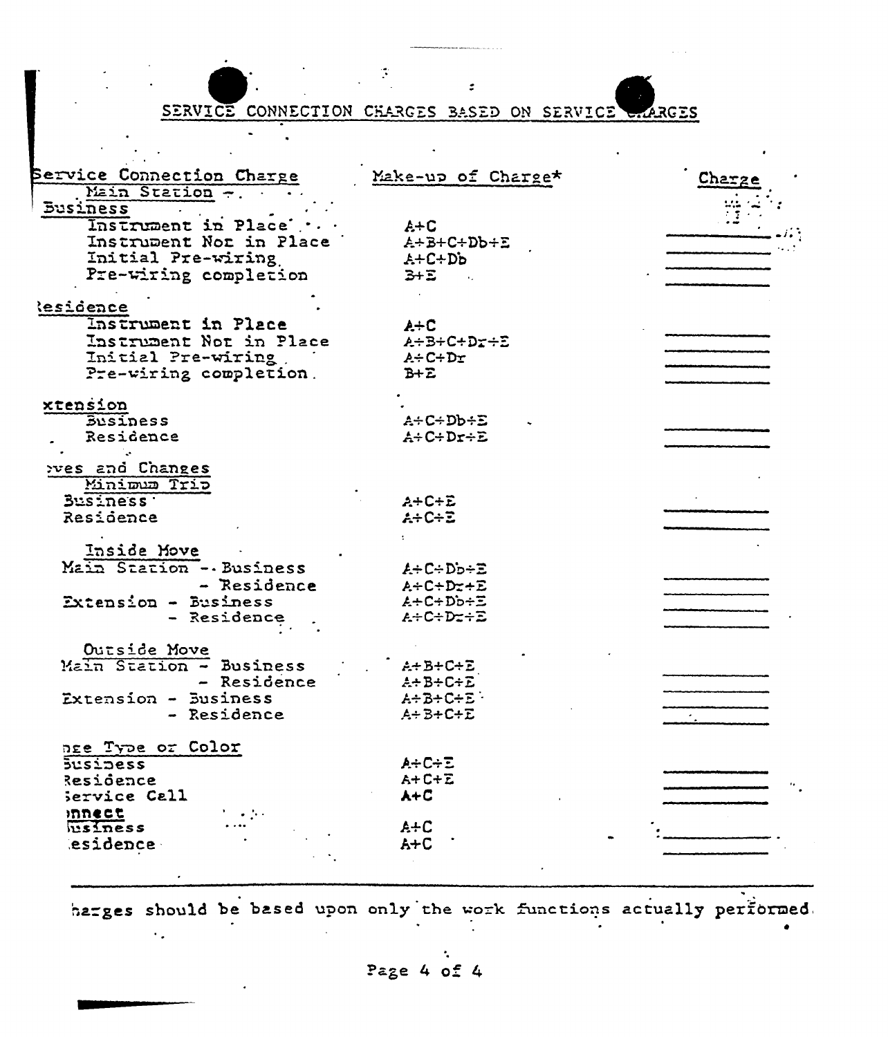## SERVICE CONNECTION CHARGES BASED ON SERVICE CHARGES

| Service Connection Charge | Make-up of Charge* | Charge |
|---|---|---|
| **Main Station** | | |
| **Business** | | |
| Instrument in Place | A+C | ________ |
| Instrument Not in Place | A+B+C+Db+E | ________ |
| Initial Pre-wiring | A+C+Db | ________ |
| Pre-wiring completion | B+E | ________ |
| **Residence** | | |
| Instrument in Place | A+C | ________ |
| Instrument Not in Place | A+B+C+Dr+E | ________ |
| Initial Pre-wiring | A+C+Dr | ________ |
| Pre-wiring completion | B+E | ________ |
| **Extension** | | |
| Business | A+C+Db+E | ________ |
| Residence | A+C+Dr+E | ________ |
| **Moves and Changes** | | |
| **Minimum Trip** | | |
| Business | A+C+E | ________ |
| Residence | A+C+E | ________ |
| **Inside Move** | | |
| Main Station - Business | A+C+Db+E | ________ |
| Main Station - Residence | A+C+Dr+E | ________ |
| Extension - Business | A+C+Db+E | ________ |
| Extension - Residence | A+C+Dr+E | ________ |
| **Outside Move** | | |
| Main Station - Business | A+B+C+E | ________ |
| Main Station - Residence | A+B+C+E | ________ |
| Extension - Business | A+B+C+E | ________ |
| Extension - Residence | A+B+C+E | ________ |
| **Change Type or Color** | | |
| Business | A+C+E | ________ |
| Residence | A+C+E | ________ |
| Service Call | A+C | ________ |
| **Reconnect** | | |
| Business | A+C | ________ |
| Residence | A+C | ________ |

*Charges should be based upon only the work functions actually performed.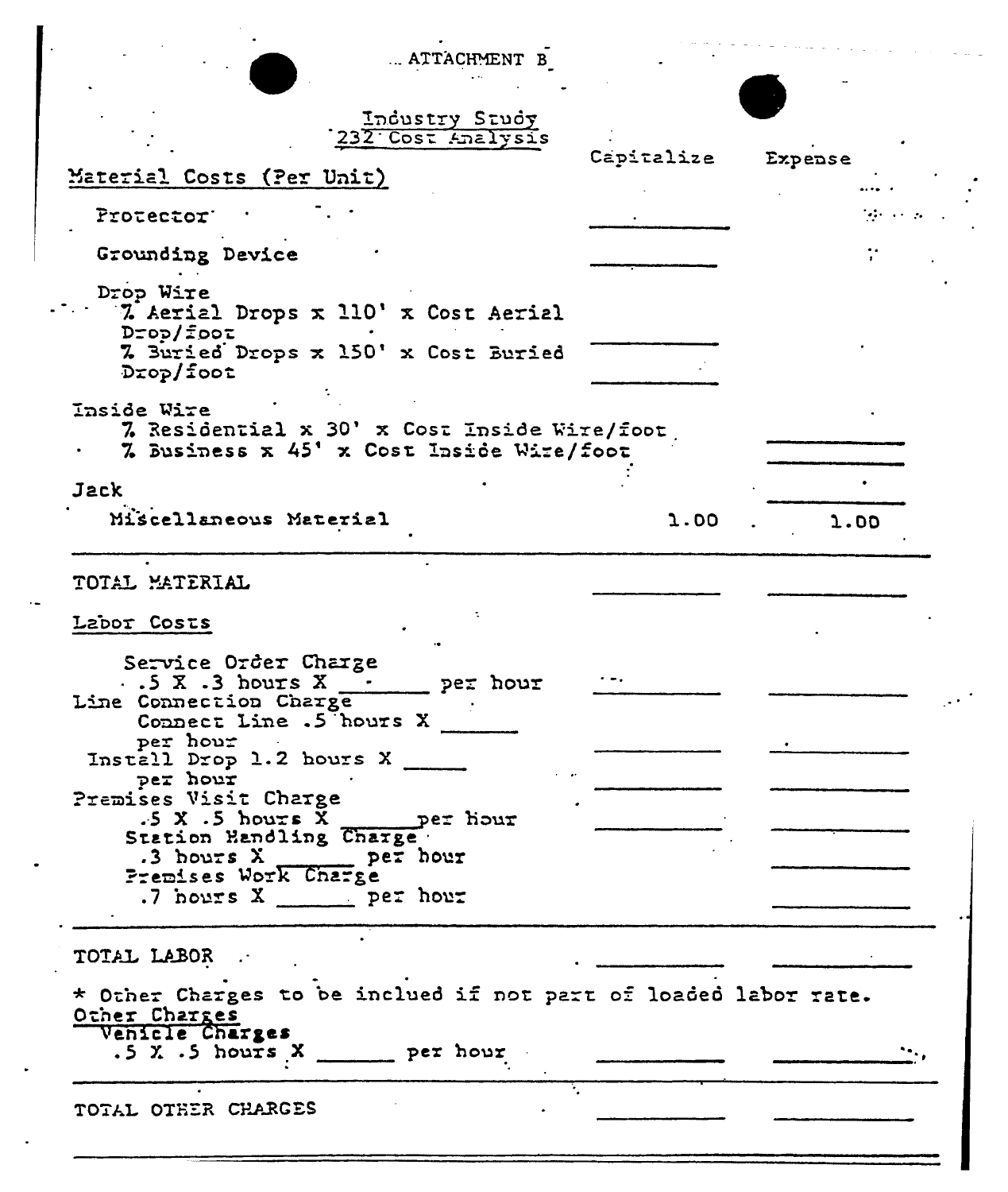ATTACHMENT B

## Industry Study
## 232 Cost Analysis

| | Capitalize | Expense |
|---|---|---|
| **Material Costs (Per Unit)** | | |
| Protector | ______ | |
| Grounding Device | ______ | |
| Drop Wire | | |
| % Aerial Drops x 110' x Cost Aerial Drop/foot | ______ | |
| % Buried Drops x 150' x Cost Buried Drop/foot | ______ | |
| Inside Wire | | |
| % Residential x 30' x Cost Inside Wire/foot | | ______ |
| % Business x 45' x Cost Inside Wire/foot | | ______ |
| Jack | | ______ |
| Miscellaneous Material | 1.00 | 1.00 |
| TOTAL MATERIAL | ______ | ______ |
| **Labor Costs** | | |
| Service Order Charge .5 X .3 hours X ______ per hour | ______ | ______ |
| Line Connection Charge Connect Line .5 hours X ______ per hour | ______ | ______ |
| Install Drop 1.2 hours X ______ per hour | ______ | ______ |
| Premises Visit Charge .5 X .5 hours X ______ per hour | ______ | ______ |
| Station Handling Charge .3 hours X ______ per hour | | ______ |
| Premises Work Charge .7 hours X ______ per hour | | ______ |
| TOTAL LABOR | ______ | ______ |

* Other Charges to be inclued if not part of loaded labor rate.

| | Capitalize | Expense |
|---|---|---|
| **Other Charges** | | |
| Vehicle Charges .5 X .5 hours X ______ per hour | ______ | ______ |
| TOTAL OTHER CHARGES | ______ | ______ |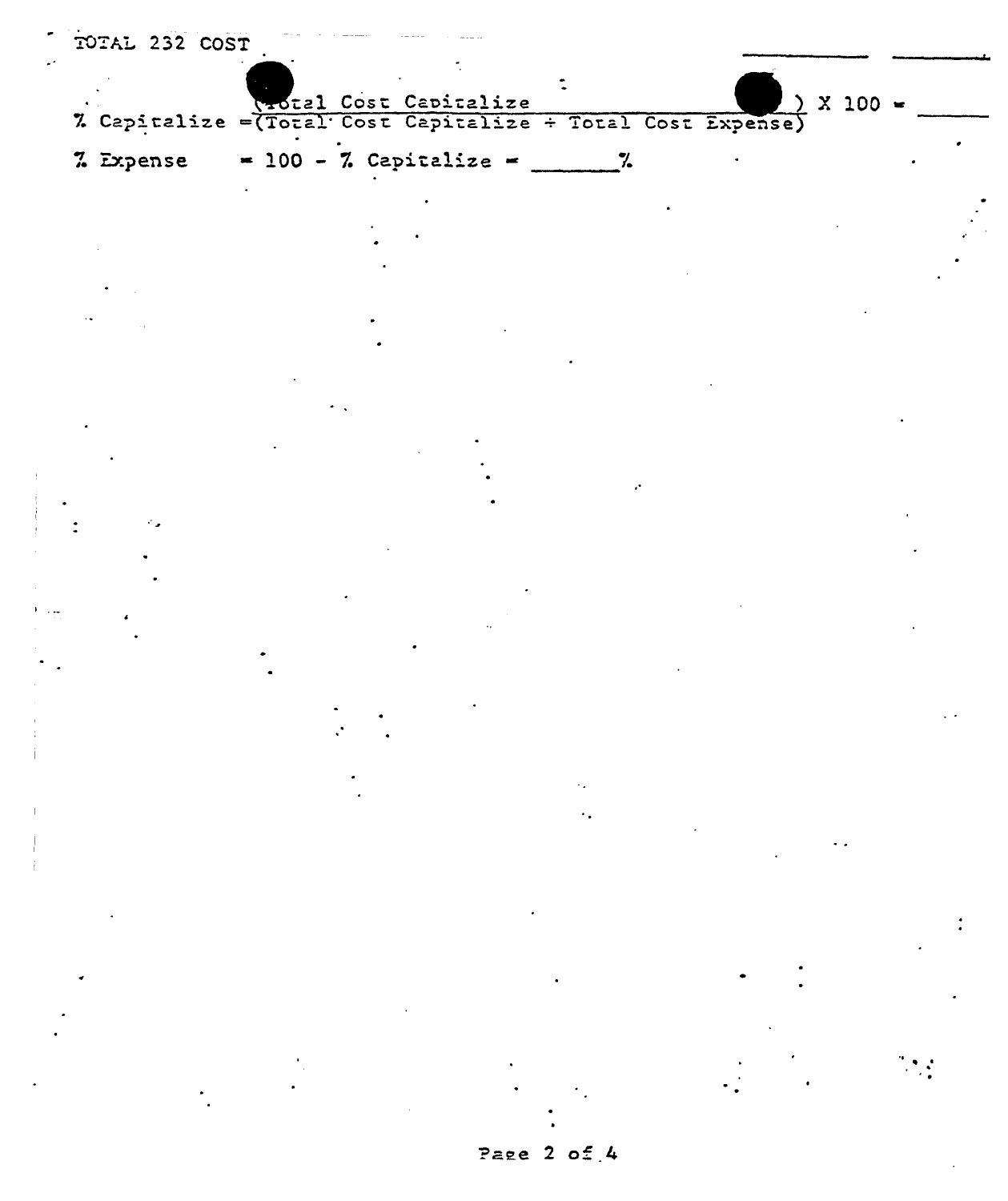TOTAL 232 COST \_\_\_\_\_\_\_\_ \_\_\_\_\_\_\_\_

% Capitalize = (Total Cost Capitalize / (Total Cost Capitalize + Total Cost Expense)) X 100 = \_\_\_\_\_\_\_\_

% Expense = 100 - % Capitalize = \_\_\_\_\_\_%